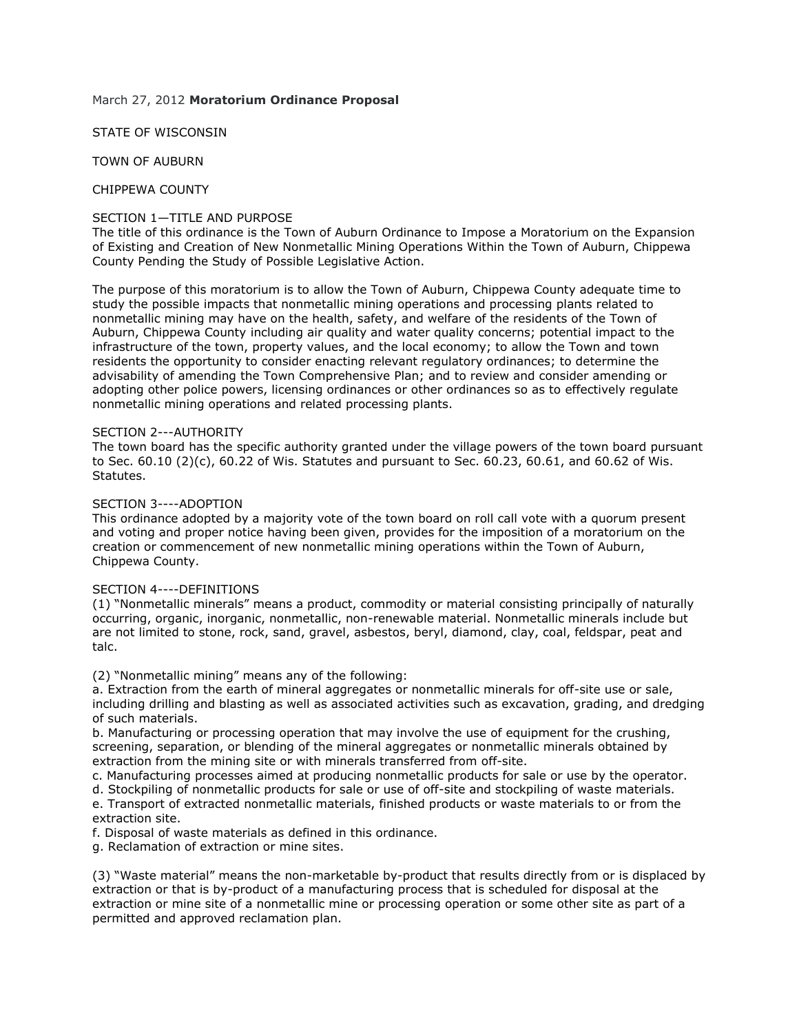March 27, 2012 **Moratorium Ordinance Proposal**

STATE OF WISCONSIN

TOWN OF AUBURN

CHIPPEWA COUNTY

SECTION 1—TITLE AND PURPOSE
The title of this ordinance is the Town of Auburn Ordinance to Impose a Moratorium on the Expansion of Existing and Creation of New Nonmetallic Mining Operations Within the Town of Auburn, Chippewa County Pending the Study of Possible Legislative Action.

The purpose of this moratorium is to allow the Town of Auburn, Chippewa County adequate time to study the possible impacts that nonmetallic mining operations and processing plants related to nonmetallic mining may have on the health, safety, and welfare of the residents of the Town of Auburn, Chippewa County including air quality and water quality concerns; potential impact to the infrastructure of the town, property values, and the local economy; to allow the Town and town residents the opportunity to consider enacting relevant regulatory ordinances; to determine the advisability of amending the Town Comprehensive Plan; and to review and consider amending or adopting other police powers, licensing ordinances or other ordinances so as to effectively regulate nonmetallic mining operations and related processing plants.

SECTION 2---AUTHORITY
The town board has the specific authority granted under the village powers of the town board pursuant to Sec. 60.10 (2)(c), 60.22 of Wis. Statutes and pursuant to Sec. 60.23, 60.61, and 60.62 of Wis. Statutes.

SECTION 3----ADOPTION
This ordinance adopted by a majority vote of the town board on roll call vote with a quorum present and voting and proper notice having been given, provides for the imposition of a moratorium on the creation or commencement of new nonmetallic mining operations within the Town of Auburn, Chippewa County.

SECTION 4----DEFINITIONS
(1) "Nonmetallic minerals" means a product, commodity or material consisting principally of naturally occurring, organic, inorganic, nonmetallic, non-renewable material. Nonmetallic minerals include but are not limited to stone, rock, sand, gravel, asbestos, beryl, diamond, clay, coal, feldspar, peat and talc.

(2) "Nonmetallic mining" means any of the following:
a. Extraction from the earth of mineral aggregates or nonmetallic minerals for off-site use or sale, including drilling and blasting as well as associated activities such as excavation, grading, and dredging of such materials.
b. Manufacturing or processing operation that may involve the use of equipment for the crushing, screening, separation, or blending of the mineral aggregates or nonmetallic minerals obtained by extraction from the mining site or with minerals transferred from off-site.
c. Manufacturing processes aimed at producing nonmetallic products for sale or use by the operator.
d. Stockpiling of nonmetallic products for sale or use of off-site and stockpiling of waste materials.
e. Transport of extracted nonmetallic materials, finished products or waste materials to or from the extraction site.
f. Disposal of waste materials as defined in this ordinance.
g. Reclamation of extraction or mine sites.

(3) "Waste material" means the non-marketable by-product that results directly from or is displaced by extraction or that is by-product of a manufacturing process that is scheduled for disposal at the extraction or mine site of a nonmetallic mine or processing operation or some other site as part of a permitted and approved reclamation plan.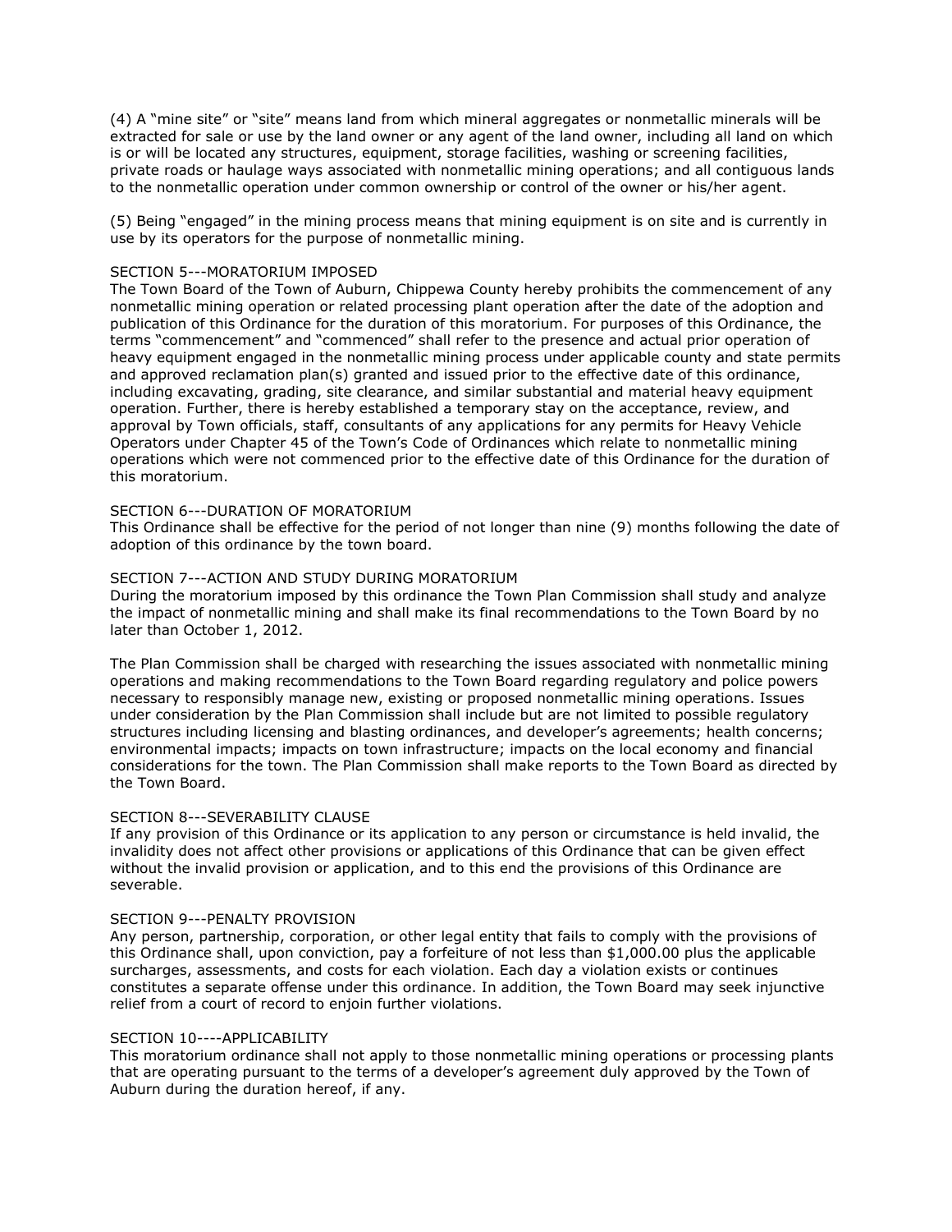(4) A "mine site" or "site" means land from which mineral aggregates or nonmetallic minerals will be extracted for sale or use by the land owner or any agent of the land owner, including all land on which is or will be located any structures, equipment, storage facilities, washing or screening facilities, private roads or haulage ways associated with nonmetallic mining operations; and all contiguous lands to the nonmetallic operation under common ownership or control of the owner or his/her agent.

(5) Being "engaged" in the mining process means that mining equipment is on site and is currently in use by its operators for the purpose of nonmetallic mining.

SECTION 5---MORATORIUM IMPOSED

The Town Board of the Town of Auburn, Chippewa County hereby prohibits the commencement of any nonmetallic mining operation or related processing plant operation after the date of the adoption and publication of this Ordinance for the duration of this moratorium. For purposes of this Ordinance, the terms "commencement" and "commenced" shall refer to the presence and actual prior operation of heavy equipment engaged in the nonmetallic mining process under applicable county and state permits and approved reclamation plan(s) granted and issued prior to the effective date of this ordinance, including excavating, grading, site clearance, and similar substantial and material heavy equipment operation. Further, there is hereby established a temporary stay on the acceptance, review, and approval by Town officials, staff, consultants of any applications for any permits for Heavy Vehicle Operators under Chapter 45 of the Town's Code of Ordinances which relate to nonmetallic mining operations which were not commenced prior to the effective date of this Ordinance for the duration of this moratorium.

SECTION 6---DURATION OF MORATORIUM

This Ordinance shall be effective for the period of not longer than nine (9) months following the date of adoption of this ordinance by the town board.

SECTION 7---ACTION AND STUDY DURING MORATORIUM

During the moratorium imposed by this ordinance the Town Plan Commission shall study and analyze the impact of nonmetallic mining and shall make its final recommendations to the Town Board by no later than October 1, 2012.

The Plan Commission shall be charged with researching the issues associated with nonmetallic mining operations and making recommendations to the Town Board regarding regulatory and police powers necessary to responsibly manage new, existing or proposed nonmetallic mining operations. Issues under consideration by the Plan Commission shall include but are not limited to possible regulatory structures including licensing and blasting ordinances, and developer's agreements; health concerns; environmental impacts; impacts on town infrastructure; impacts on the local economy and financial considerations for the town. The Plan Commission shall make reports to the Town Board as directed by the Town Board.

SECTION 8---SEVERABILITY CLAUSE

If any provision of this Ordinance or its application to any person or circumstance is held invalid, the invalidity does not affect other provisions or applications of this Ordinance that can be given effect without the invalid provision or application, and to this end the provisions of this Ordinance are severable.

SECTION 9---PENALTY PROVISION

Any person, partnership, corporation, or other legal entity that fails to comply with the provisions of this Ordinance shall, upon conviction, pay a forfeiture of not less than $1,000.00 plus the applicable surcharges, assessments, and costs for each violation. Each day a violation exists or continues constitutes a separate offense under this ordinance. In addition, the Town Board may seek injunctive relief from a court of record to enjoin further violations.

SECTION 10----APPLICABILITY

This moratorium ordinance shall not apply to those nonmetallic mining operations or processing plants that are operating pursuant to the terms of a developer's agreement duly approved by the Town of Auburn during the duration hereof, if any.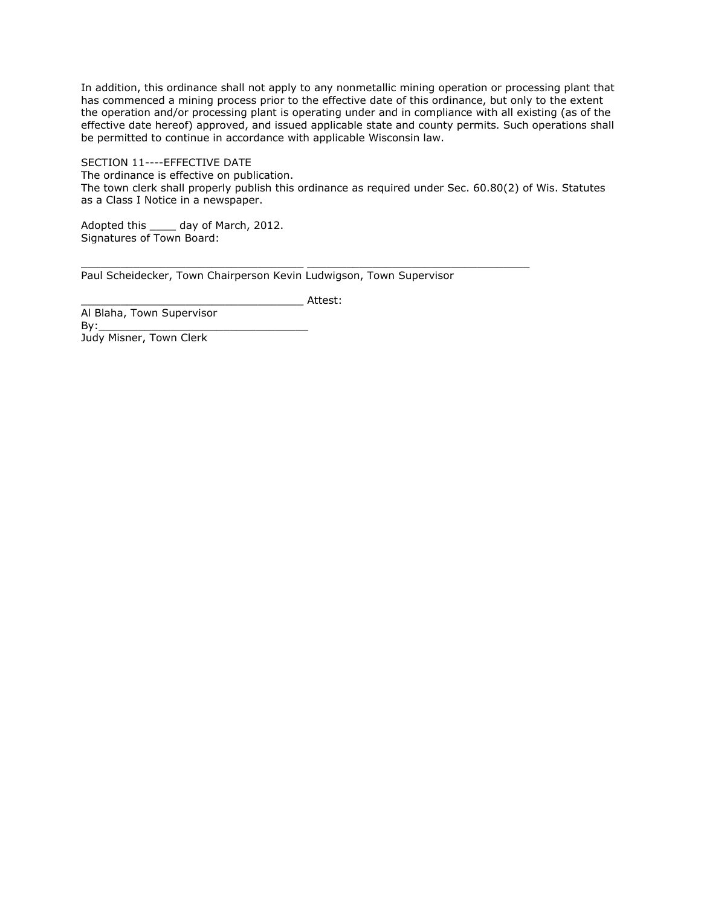In addition, this ordinance shall not apply to any nonmetallic mining operation or processing plant that has commenced a mining process prior to the effective date of this ordinance, but only to the extent the operation and/or processing plant is operating under and in compliance with all existing (as of the effective date hereof) approved, and issued applicable state and county permits. Such operations shall be permitted to continue in accordance with applicable Wisconsin law.

SECTION 11----EFFECTIVE DATE
The ordinance is effective on publication.
The town clerk shall properly publish this ordinance as required under Sec. 60.80(2) of Wis. Statutes as a Class I Notice in a newspaper.

Adopted this ____ day of March, 2012.
Signatures of Town Board:

__________________________________ __________________________________
Paul Scheidecker, Town Chairperson Kevin Ludwigson, Town Supervisor

__________________________________ Attest:
Al Blaha, Town Supervisor
By:________________________________
Judy Misner, Town Clerk